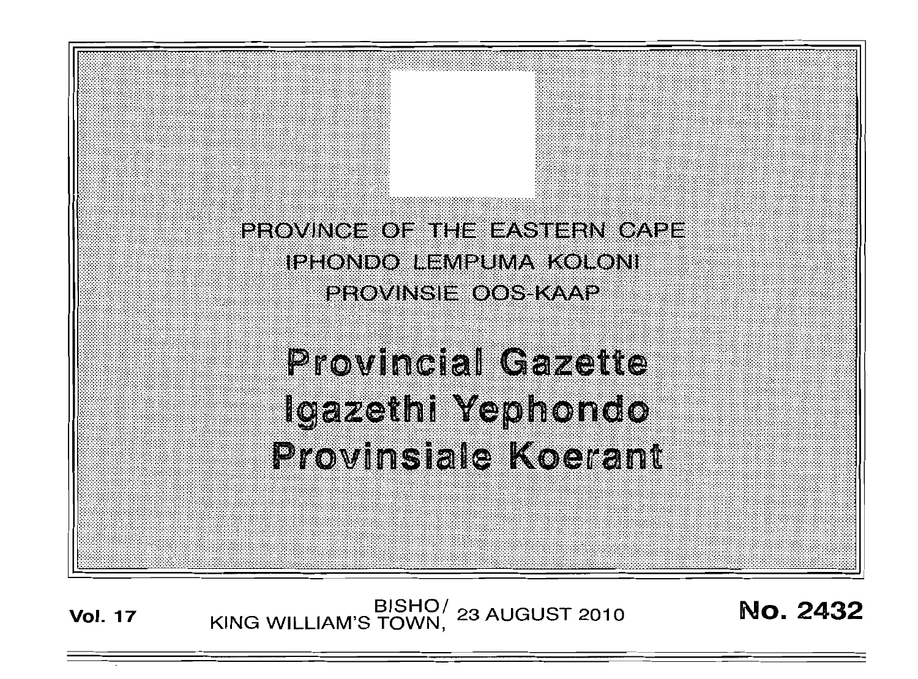PROVINCE OF THE EASTERN CAPE
IPHONDO LEMPUMA KOLONI
PROVINSIE OOS-KAAP

# Provincial Gazette
# Igazethi Yephondo
# Provinsiale Koerant

**Vol. 17** BISHO/ KING WILLIAM'S TOWN, 23 AUGUST 2010 **No. 2432**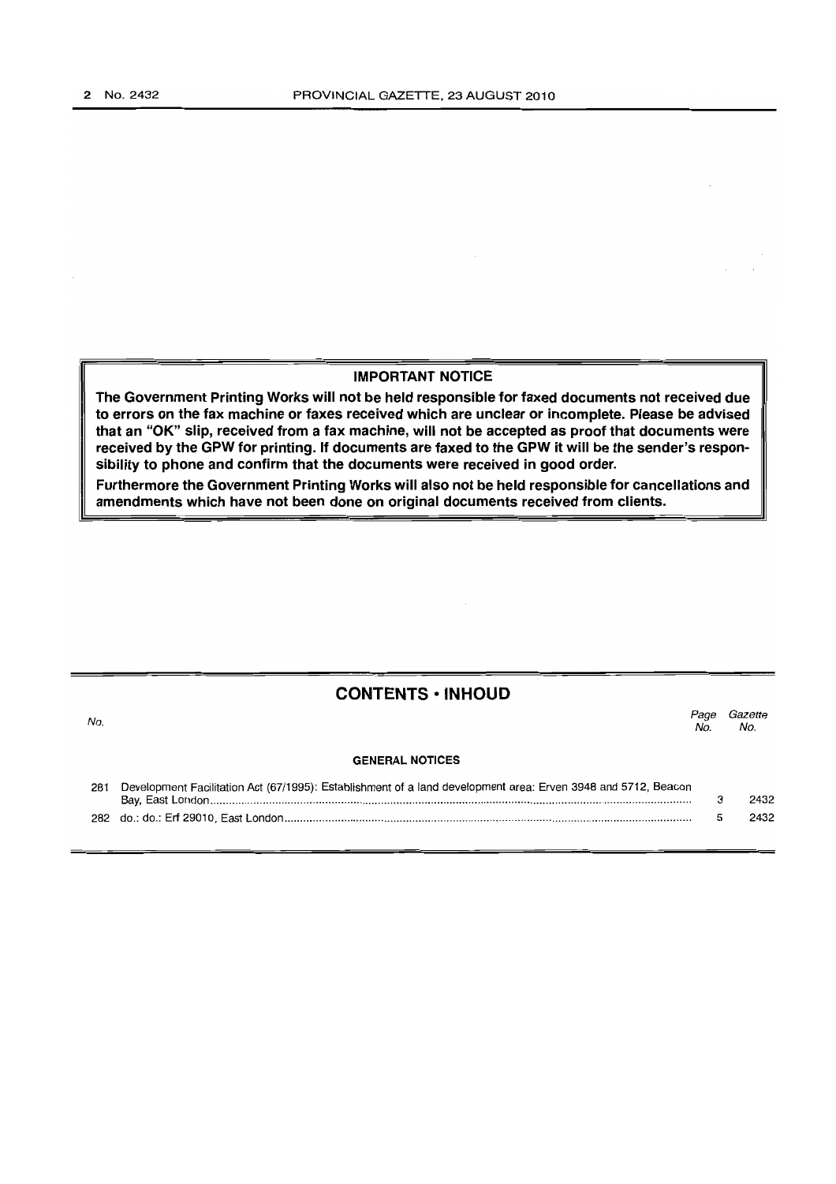**IMPORTANT NOTICE**

**The Government Printing Works will not be held responsible for faxed documents not received due to errors on the fax machine or faxes received which are unclear or incomplete. Please be advised that an "OK" slip, received from a fax machine, will not be accepted as proof that documents were received by the GPW for printing. If documents are faxed to the GPW it will be the sender's responsibility to phone and confirm that the documents were received in good order.**

**Furthermore the Government Printing Works will also not be held responsible for cancellations and amendments which have not been done on original documents received from clients.**

## CONTENTS • INHOUD

| No. | | Page No. | Gazette No. |
|---|---|---|---|
| | **GENERAL NOTICES** | | |
| 281 | Development Facilitation Act (67/1995): Establishment of a land development area: Erven 3948 and 5712, Beacon Bay, East London | 3 | 2432 |
| 282 | do.: do.: Erf 29010, East London | 5 | 2432 |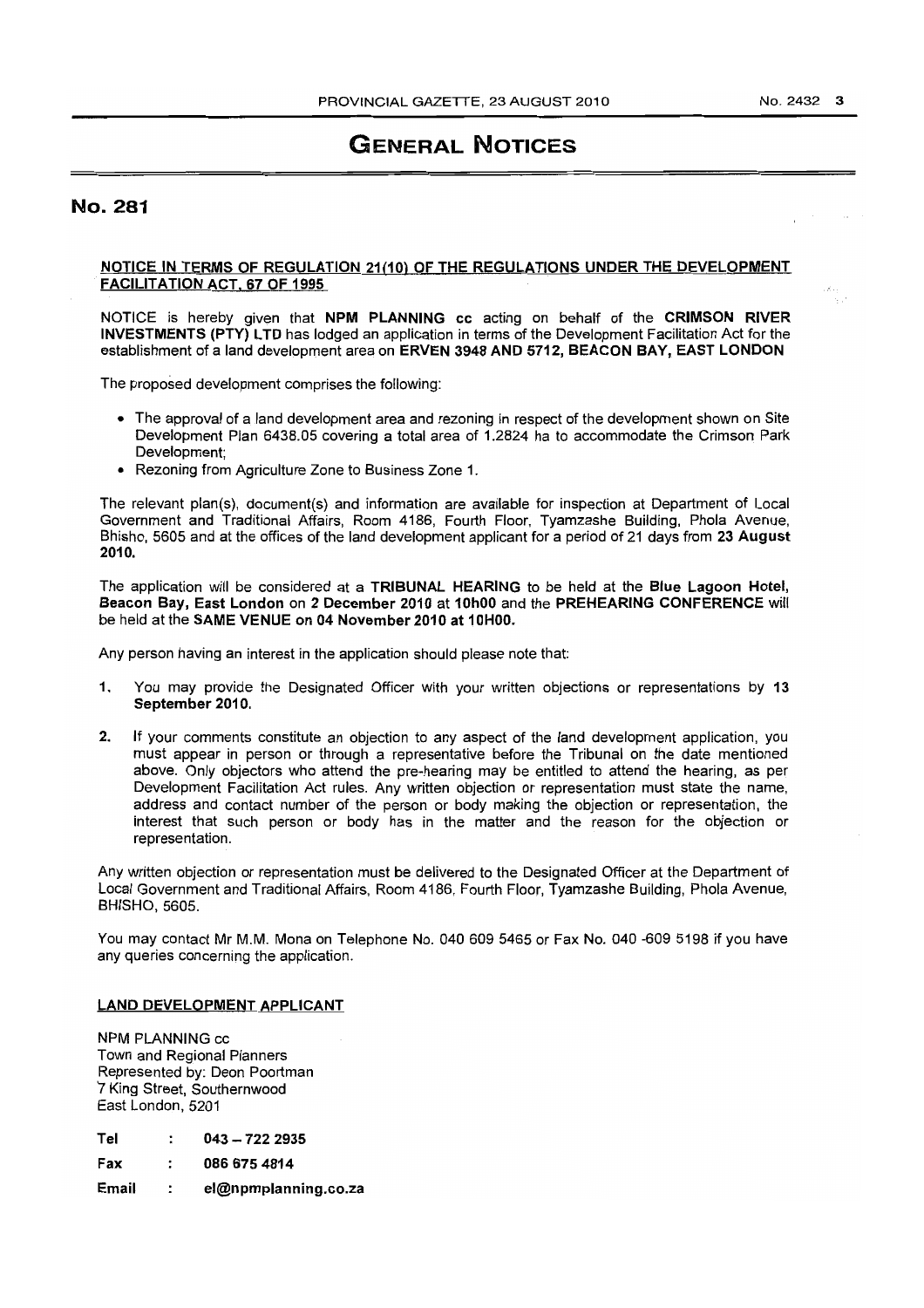# GENERAL NOTICES

## No. 281

**NOTICE IN TERMS OF REGULATION 21(10) OF THE REGULATIONS UNDER THE DEVELOPMENT FACILITATION ACT, 67 OF 1995**

NOTICE is hereby given that **NPM PLANNING cc** acting on behalf of the **CRIMSON RIVER INVESTMENTS (PTY) LTD** has lodged an application in terms of the Development Facilitation Act for the establishment of a land development area on **ERVEN 3948 AND 5712, BEACON BAY, EAST LONDON**

The proposed development comprises the following:

- The approval of a land development area and rezoning in respect of the development shown on Site Development Plan 6438.05 covering a total area of 1.2824 ha to accommodate the Crimson Park Development;
- Rezoning from Agriculture Zone to Business Zone 1.

The relevant plan(s), document(s) and information are available for inspection at Department of Local Government and Traditional Affairs, Room 4186, Fourth Floor, Tyamzashe Building, Phola Avenue, Bhisho, 5605 and at the offices of the land development applicant for a period of 21 days from **23 August 2010.**

The application will be considered at a **TRIBUNAL HEARING** to be held at the **Blue Lagoon Hotel, Beacon Bay, East London** on **2 December 2010** at **10h00** and the **PREHEARING CONFERENCE** will be held at the **SAME VENUE on 04 November 2010 at 10H00.**

Any person having an interest in the application should please note that:

1. You may provide the Designated Officer with your written objections or representations by **13 September 2010.**
2. If your comments constitute an objection to any aspect of the land development application, you must appear in person or through a representative before the Tribunal on the date mentioned above. Only objectors who attend the pre-hearing may be entitled to attend the hearing, as per Development Facilitation Act rules. Any written objection or representation must state the name, address and contact number of the person or body making the objection or representation, the interest that such person or body has in the matter and the reason for the objection or representation.

Any written objection or representation must be delivered to the Designated Officer at the Department of Local Government and Traditional Affairs, Room 4186, Fourth Floor, Tyamzashe Building, Phola Avenue, BHISHO, 5605.

You may contact Mr M.M. Mona on Telephone No. 040 609 5465 or Fax No. 040 -609 5198 if you have any queries concerning the application.

**LAND DEVELOPMENT APPLICANT**

NPM PLANNING cc
Town and Regional Planners
Represented by: Deon Poortman
7 King Street, Southernwood
East London, 5201

| | | |
|---|---|---|
| Tel | : | **043 – 722 2935** |
| Fax | : | **086 675 4814** |
| Email | : | **el@npmplanning.co.za** |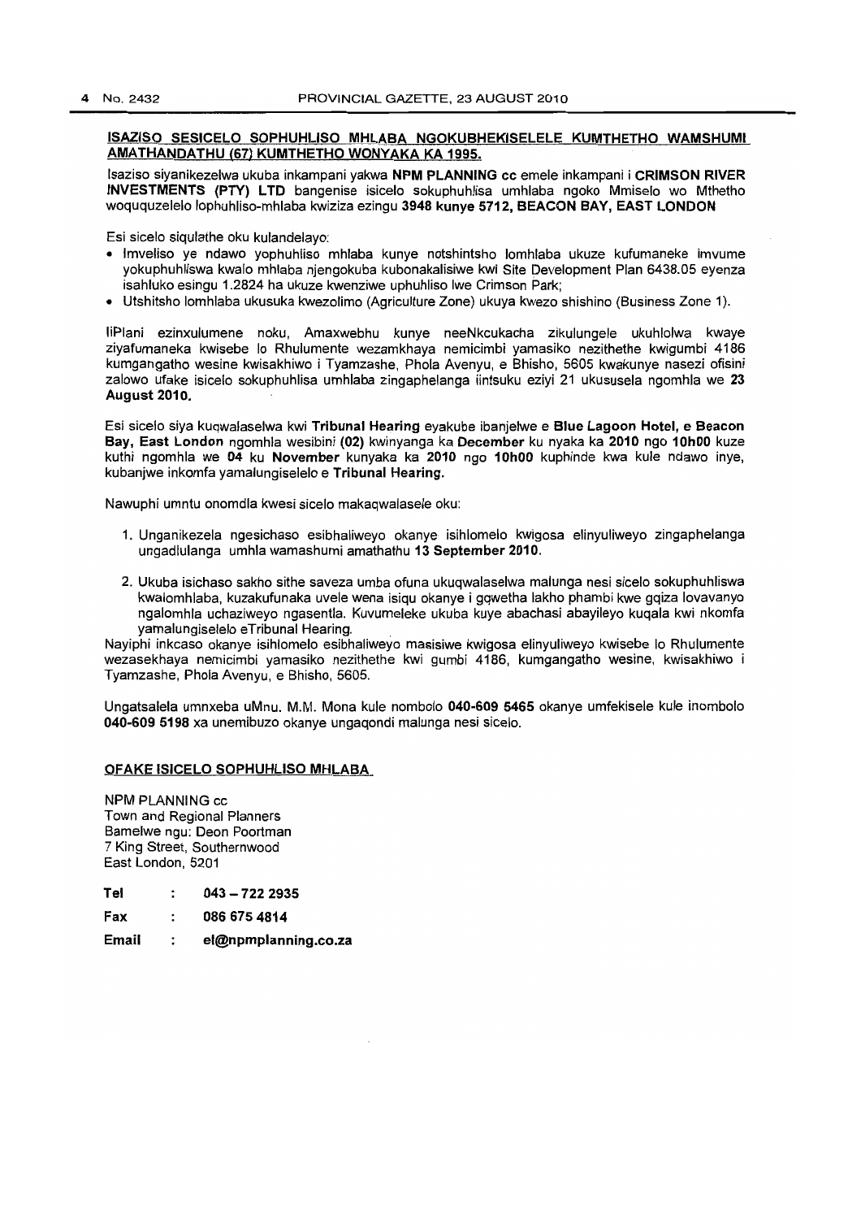**ISAZISO SESICELO SOPHUHLISO MHLABA NGOKUBHEKISELELE KUMTHETHO WAMSHUMI AMATHANDATHU (67) KUMTHETHO WONYAKA KA 1995.**

Isaziso siyanikezelwa ukuba inkampani yakwa **NPM PLANNING cc** emele inkampani i **CRIMSON RIVER INVESTMENTS (PTY) LTD** bangenise isicelo sokuphuhlisa umhlaba ngoko Mmiselo wo Mthetho woququzelelo lophuhliso-mhlaba kwiziza ezingu **3948 kunye 5712, BEACON BAY, EAST LONDON**

Esi sicelo siqulathe oku kulandelayo:

- Imveliso ye ndawo yophuhliso mhlaba kunye notshintsho lomhlaba ukuze kufumaneke imvume yokuphuhliswa kwalo mhlaba njengokuba kubonakalisiwe kwi Site Development Plan 6438.05 eyenza isahluko esingu 1.2824 ha ukuze kwenziwe uphuhliso lwe Crimson Park;
- Utshitsho lomhlaba ukusuka kwezolimo (Agriculture Zone) ukuya kwezo shishino (Business Zone 1).

IiPlani ezinxulumene noku, Amaxwebhu kunye neeNkcukacha zikulungele ukuhlolwa kwaye ziyafumaneka kwisebe lo Rhulumente wezamkhaya nemicimbi yamasiko nezithethe kwigumbi 4186 kumgangatho wesine kwisakhiwo i Tyamzashe, Phola Avenyu, e Bhisho, 5605 kwakunye nasezi ofisini zalowo ufake isicelo sokuphuhlisa umhlaba zingaphelanga iintsuku eziyi 21 ukususela ngomhla we **23 August 2010.**

Esi sicelo siya kuqwalaselwa kwi **Tribunal Hearing** eyakube ibanjelwe e **Blue Lagoon Hotel, e Beacon Bay, East London** ngomhla wesibini **(02)** kwinyanga ka **December** ku nyaka ka **2010** ngo **10h00** kuze kuthi ngomhla we **04** ku **November** kunyaka ka **2010** ngo **10h00** kuphinde kwa kule ndawo inye, kubanjwe inkomfa yamalungiselelo e **Tribunal Hearing.**

Nawuphi umntu onomdla kwesi sicelo makaqwalasele oku:

1. Unganikezela ngesichaso esibhaliweyo okanye isihlomelo kwigosa elinyuliweyo zingaphelanga ungadlulanga umhla wamashumi amathathu **13 September 2010.**
2. Ukuba isichaso sakho sithe saveza umba ofuna ukuqwalaselwa malunga nesi sicelo sokuphuhliswa kwalomhlaba, kuzakufunaka uvele wena isiqu okanye i gqwetha lakho phambi kwe gqiza lovavanyo ngalomhla uchaziweyo ngasentla. Kuvumeleke ukuba kuye abachasi abayileyo kuqala kwi nkomfa yamalungiselelo eTribunal Hearing.

Nayiphi inkcaso okanye isihlomelo esibhaliweyo masisiwe kwigosa elinyuliweyo kwisebe lo Rhulumente wezasekhaya nemicimbi yamasiko nezithethe kwi gumbi 4186, kumgangatho wesine, kwisakhiwo i Tyamzashe, Phola Avenyu, e Bhisho, 5605.

Ungatsalela umnxeba uMnu. M.M. Mona kule nombolo **040-609 5465** okanye umfekisele kule inombolo **040-609 5198** xa unemibuzo okanye ungaqondi malunga nesi sicelo.

**OFAKE ISICELO SOPHUHLISO MHLABA**

NPM PLANNING cc
Town and Regional Planners
Bamelwe ngu: Deon Poortman
7 King Street, Southernwood
East London, 5201

| | | |
|---|---|---|
| **Tel** | : | **043 – 722 2935** |
| **Fax** | : | **086 675 4814** |
| **Email** | : | **el@npmplanning.co.za** |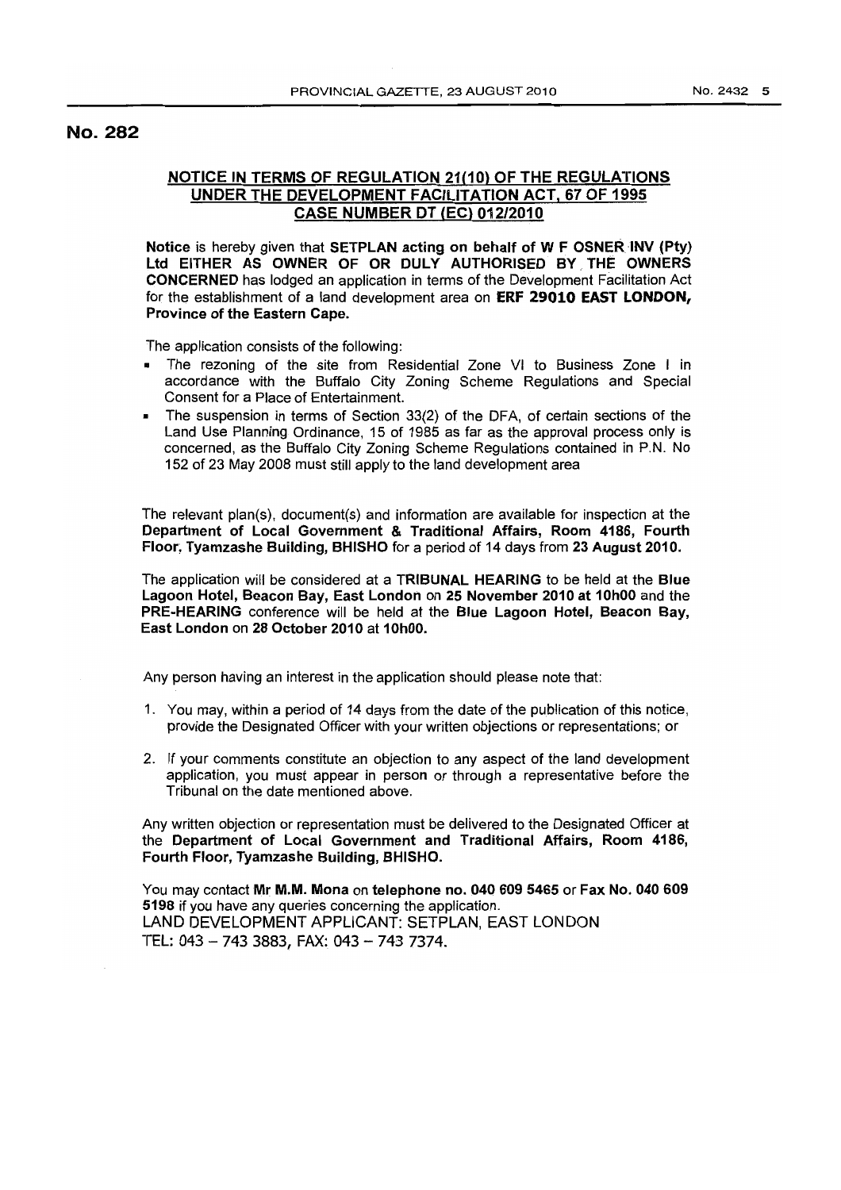# No. 282

## NOTICE IN TERMS OF REGULATION 21(10) OF THE REGULATIONS UNDER THE DEVELOPMENT FACILITATION ACT, 67 OF 1995 CASE NUMBER DT (EC) 012/2010

**Notice** is hereby given that **SETPLAN acting on behalf of W F OSNER INV (Pty) Ltd EITHER AS OWNER OF OR DULY AUTHORISED BY THE OWNERS CONCERNED** has lodged an application in terms of the Development Facilitation Act for the establishment of a land development area on **ERF 29010 EAST LONDON, Province of the Eastern Cape.**

The application consists of the following:

- The rezoning of the site from Residential Zone VI to Business Zone I in accordance with the Buffalo City Zoning Scheme Regulations and Special Consent for a Place of Entertainment.
- The suspension in terms of Section 33(2) of the DFA, of certain sections of the Land Use Planning Ordinance, 15 of 1985 as far as the approval process only is concerned, as the Buffalo City Zoning Scheme Regulations contained in P.N. No 152 of 23 May 2008 must still apply to the land development area

The relevant plan(s), document(s) and information are available for inspection at the **Department of Local Government & Traditional Affairs, Room 4186, Fourth Floor, Tyamzashe Building, BHISHO** for a period of 14 days from **23 August 2010.**

The application will be considered at a **TRIBUNAL HEARING** to be held at the **Blue Lagoon Hotel, Beacon Bay, East London** on **25 November 2010 at 10h00** and the **PRE-HEARING** conference will be held at the **Blue Lagoon Hotel, Beacon Bay, East London** on **28 October 2010** at **10h00.**

Any person having an interest in the application should please note that:

1. You may, within a period of 14 days from the date of the publication of this notice, provide the Designated Officer with your written objections or representations; or
2. If your comments constitute an objection to any aspect of the land development application, you must appear in person or through a representative before the Tribunal on the date mentioned above.

Any written objection or representation must be delivered to the Designated Officer at the **Department of Local Government and Traditional Affairs, Room 4186, Fourth Floor, Tyamzashe Building, BHISHO.**

You may contact **Mr M.M. Mona** on **telephone no. 040 609 5465** or **Fax No. 040 609 5198** if you have any queries concerning the application.
LAND DEVELOPMENT APPLICANT: SETPLAN, EAST LONDON
TEL: 043 – 743 3883, FAX: 043 – 743 7374.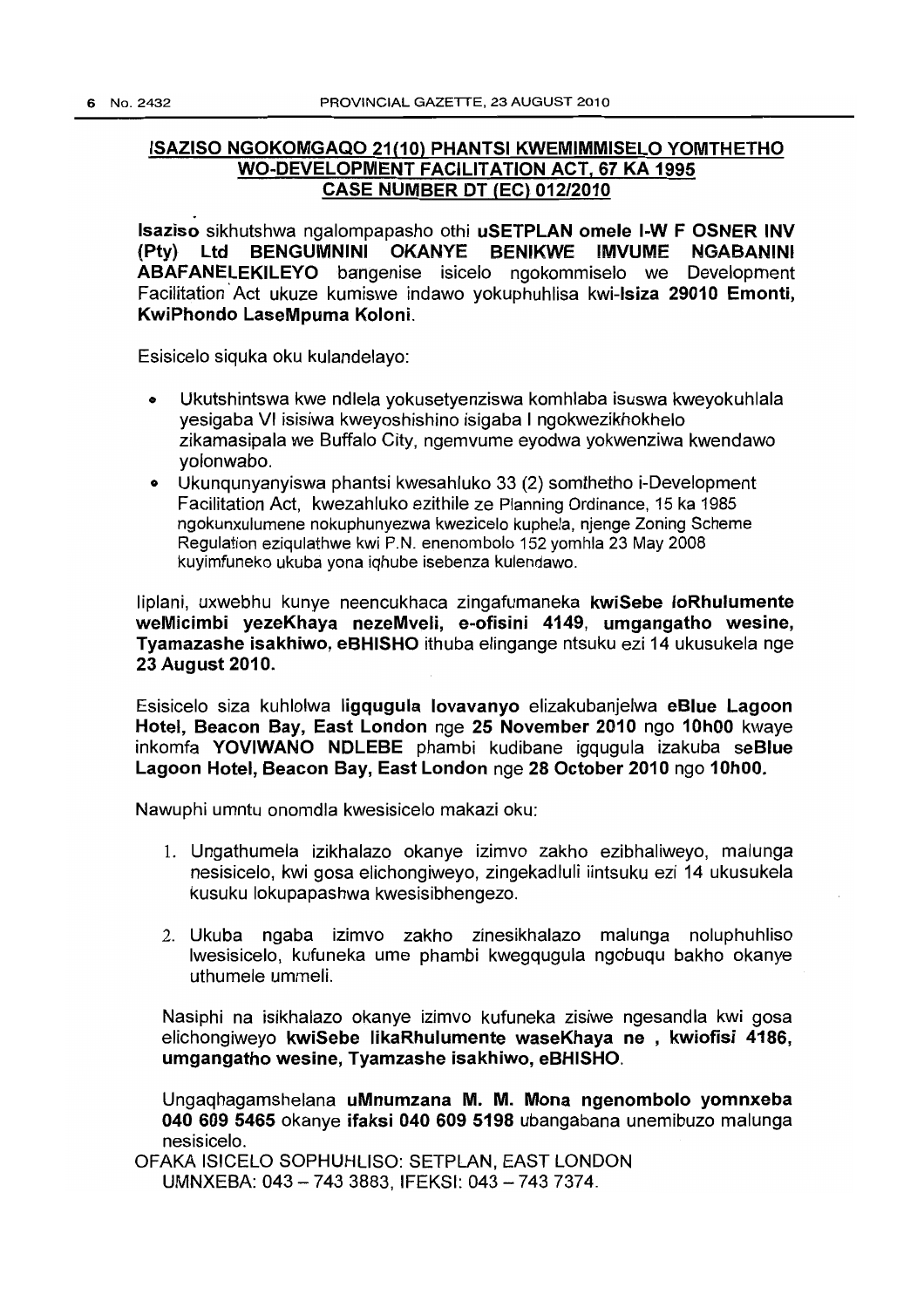## ISAZISO NGOKOMGAQO 21(10) PHANTSI KWEMIMMISELO YOMTHETHO WO-DEVELOPMENT FACILITATION ACT, 67 KA 1995 CASE NUMBER DT (EC) 012/2010

**Isaziso** sikhutshwa ngalompapasho othi **uSETPLAN omele I-W F OSNER INV (Pty) Ltd BENGUMNINI OKANYE BENIKWE IMVUME NGABANINI ABAFANELEKILEYO** bangenise isicelo ngokommiselo we Development Facilitation Act ukuze kumiswe indawo yokuphuhlisa kwi-**Isiza 29010 Emonti, KwiPhondo LaseMpuma Koloni**.

Esisicelo siquka oku kulandelayo:

- Ukutshintswa kwe ndlela yokusetyenziswa komhlaba isuswa kweyokuhlala yesigaba VI isisiwa kweyoshishino isigaba I ngokwezikhokhelo zikamasipala we Buffalo City, ngemvume eyodwa yokwenziwa kwendawo yolonwabo.
- Ukunqunyanyiswa phantsi kwesahluko 33 (2) somthetho i-Development Facilitation Act, kwezahluko ezithile ze Planning Ordinance, 15 ka 1985 ngokunxulumene nokuphunyezwa kwezicelo kuphela, njenge Zoning Scheme Regulation eziqulathwe kwi P.N. enenombolo 152 yomhla 23 May 2008 kuyimfuneko ukuba yona iqhube isebenza kulendawo.

Iiplani, uxwebhu kunye neencukhaca zingafumaneka **kwiSebe loRhulumente weMicimbi yezeKhaya nezeMveli, e-ofisini 4149, umgangatho wesine, Tyamazashe isakhiwo, eBHISHO** ithuba elingange ntsuku ezi 14 ukusukela nge **23 August 2010.**

Esisicelo siza kuhlolwa **ligqugula lovavanyo** elizakubanjelwa **eBlue Lagoon Hotel, Beacon Bay, East London** nge **25 November 2010** ngo **10h00** kwaye inkomfa **YOVIWANO NDLEBE** phambi kudibane igqugula izakuba se**Blue Lagoon Hotel, Beacon Bay, East London** nge **28 October 2010** ngo **10h00.**

Nawuphi umntu onomdla kwesisicelo makazi oku:

1. Ungathumela izikhalazo okanye izimvo zakho ezibhaliweyo, malunga nesisicelo, kwi gosa elichongiweyo, zingekadluli iintsuku ezi 14 ukusukela kusuku lokupapashwa kwesisibhengezo.
2. Ukuba ngaba izimvo zakho zinesikhalazo malunga noluphuhliso lwesisicelo, kufuneka ume phambi kwegqugula ngobuqu bakho okanye uthumele ummeli.

Nasiphi na isikhalazo okanye izimvo kufuneka zisiwe ngesandla kwi gosa elichongiweyo **kwiSebe likaRhulumente waseKhaya ne , kwiofisi 4186, umgangatho wesine, Tyamzashe isakhiwo, eBHISHO.**

Ungaqhagamshelana **uMnumzana M. M. Mona ngenombolo yomnxeba 040 609 5465** okanye **ifaksi 040 609 5198** ubangabana unemibuzo malunga nesisicelo.

OFAKA ISICELO SOPHUHLISO: SETPLAN, EAST LONDON
UMNXEBA: 043 – 743 3883, IFEKSI: 043 – 743 7374.